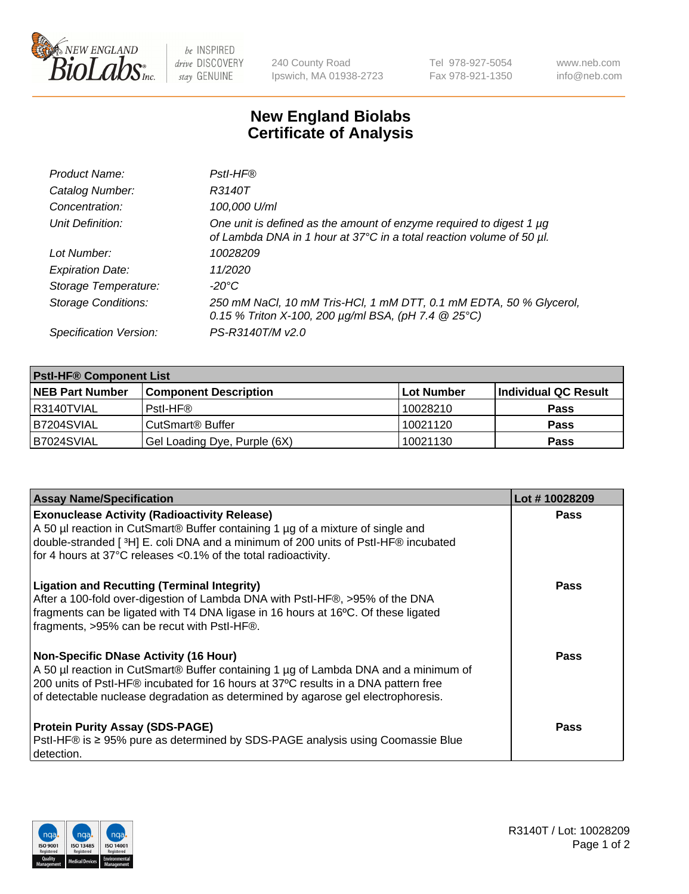# New England Biolabs Certificate of Analysis

| | |
|---|---|
| *Product Name:* | *PstI-HF®* |
| *Catalog Number:* | *R3140T* |
| *Concentration:* | *100,000 U/ml* |
| *Unit Definition:* | *One unit is defined as the amount of enzyme required to digest 1 µg of Lambda DNA in 1 hour at 37°C in a total reaction volume of 50 µl.* |
| *Lot Number:* | *10028209* |
| *Expiration Date:* | *11/2020* |
| *Storage Temperature:* | *-20°C* |
| *Storage Conditions:* | *250 mM NaCl, 10 mM Tris-HCl, 1 mM DTT, 0.1 mM EDTA, 50 % Glycerol, 0.15 % Triton X-100, 200 µg/ml BSA, (pH 7.4 @ 25°C)* |
| *Specification Version:* | *PS-R3140T/M v2.0* |

| **PstI-HF® Component List** | | | |
|---|---|---|---|
| **NEB Part Number** | **Component Description** | **Lot Number** | **Individual QC Result** |
| R3140TVIAL | PstI-HF® | 10028210 | **Pass** |
| B7204SVIAL | CutSmart® Buffer | 10021120 | **Pass** |
| B7024SVIAL | Gel Loading Dye, Purple (6X) | 10021130 | **Pass** |

| **Assay Name/Specification** | **Lot # 10028209** |
|---|---|
| **Exonuclease Activity (Radioactivity Release)** A 50 µl reaction in CutSmart® Buffer containing 1 µg of a mixture of single and double-stranded [ ³H] E. coli DNA and a minimum of 200 units of PstI-HF® incubated for 4 hours at 37°C releases <0.1% of the total radioactivity. | **Pass** |
| **Ligation and Recutting (Terminal Integrity)** After a 100-fold over-digestion of Lambda DNA with PstI-HF®, >95% of the DNA fragments can be ligated with T4 DNA ligase in 16 hours at 16ºC. Of these ligated fragments, >95% can be recut with PstI-HF®. | **Pass** |
| **Non-Specific DNase Activity (16 Hour)** A 50 µl reaction in CutSmart® Buffer containing 1 µg of Lambda DNA and a minimum of 200 units of PstI-HF® incubated for 16 hours at 37ºC results in a DNA pattern free of detectable nuclease degradation as determined by agarose gel electrophoresis. | **Pass** |
| **Protein Purity Assay (SDS-PAGE)** PstI-HF® is ≥ 95% pure as determined by SDS-PAGE analysis using Coomassie Blue detection. | **Pass** |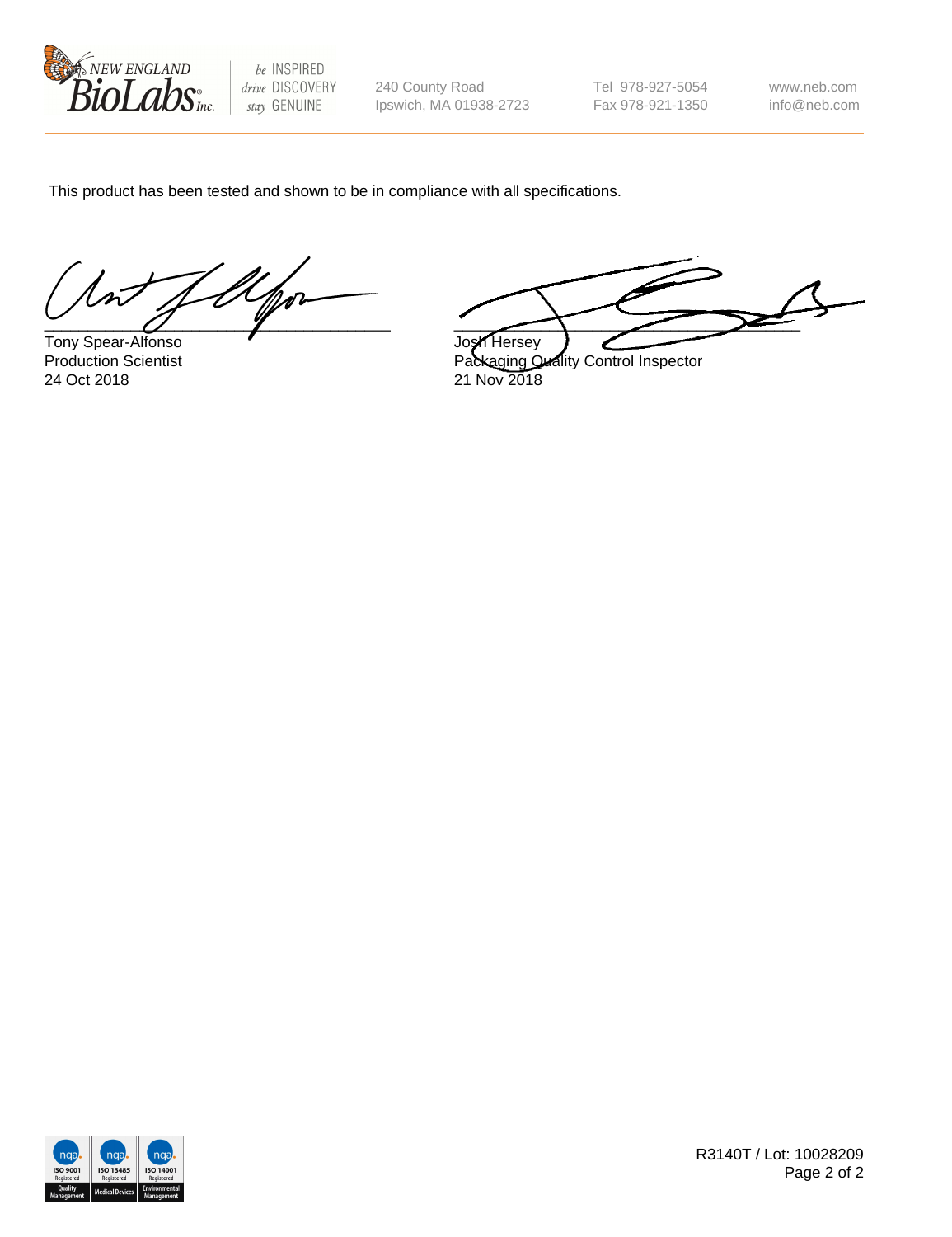This product has been tested and shown to be in compliance with all specifications.

Tony Spear-Alfonso
Production Scientist
24 Oct 2018

Josh Hersey
Packaging Quality Control Inspector
21 Nov 2018

R3140T / Lot: 10028209